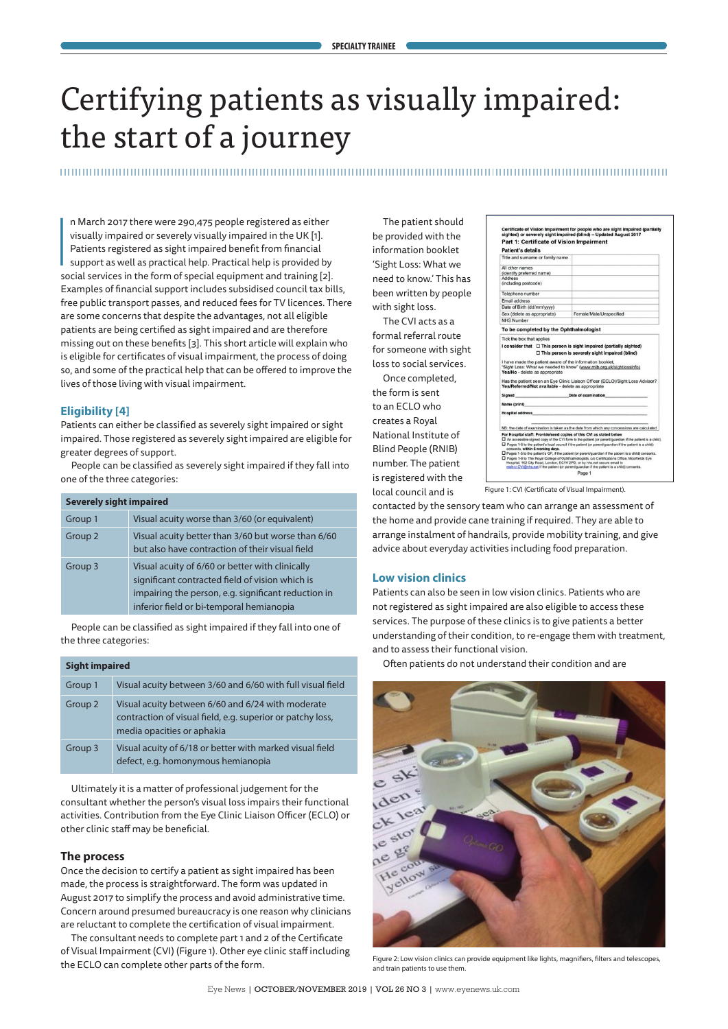# Certifying patients as visually impaired: the start of a journey

In March 2017 there were 290,475 people registered as either visually impaired or severely visually impaired in the UK [1]. Patients registered as sight impaired benefit from financial support as well as practical help. Practical help is provided by social services in the form of special equipment and training [2]. Examples of financial support includes subsidised council tax bills, free public transport passes, and reduced fees for TV licences. There are some concerns that despite the advantages, not all eligible patients are being certified as sight impaired and are therefore missing out on these benefits [3]. This short article will explain who is eligible for certificates of visual impairment, the process of doing so, and some of the practical help that can be offered to improve the lives of those living with visual impairment.

## Eligibility [4]

Patients can either be classified as severely sight impaired or sight impaired. Those registered as severely sight impaired are eligible for greater degrees of support.

People can be classified as severely sight impaired if they fall into one of the three categories:

| Severely sight impaired | |
|---|---|
| Group 1 | Visual acuity worse than 3/60 (or equivalent) |
| Group 2 | Visual acuity better than 3/60 but worse than 6/60 but also have contraction of their visual field |
| Group 3 | Visual acuity of 6/60 or better with clinically significant contracted field of vision which is impairing the person, e.g. significant reduction in inferior field or bi-temporal hemianopia |

People can be classified as sight impaired if they fall into one of the three categories:

| Sight impaired | |
|---|---|
| Group 1 | Visual acuity between 3/60 and 6/60 with full visual field |
| Group 2 | Visual acuity between 6/60 and 6/24 with moderate contraction of visual field, e.g. superior or patchy loss, media opacities or aphakia |
| Group 3 | Visual acuity of 6/18 or better with marked visual field defect, e.g. homonymous hemianopia |

Ultimately it is a matter of professional judgement for the consultant whether the person's visual loss impairs their functional activities. Contribution from the Eye Clinic Liaison Officer (ECLO) or other clinic staff may be beneficial.

### The process

Once the decision to certify a patient as sight impaired has been made, the process is straightforward. The form was updated in August 2017 to simplify the process and avoid administrative time. Concern around presumed bureaucracy is one reason why clinicians are reluctant to complete the certification of visual impairment.

The consultant needs to complete part 1 and 2 of the Certificate of Visual Impairment (CVI) (Figure 1). Other eye clinic staff including the ECLO can complete other parts of the form.

The patient should be provided with the information booklet 'Sight Loss: What we need to know.' This has been written by people with sight loss.

The CVI acts as a formal referral route for someone with sight loss to social services.

Once completed, the form is sent to an ECLO who creates a Royal National Institute of Blind People (RNIB) number. The patient is registered with the local council and is contacted by the sensory team who can arrange an assessment of the home and provide cane training if required. They are able to arrange instalment of handrails, provide mobility training, and give advice about everyday activities including food preparation.

Figure 1: CVI (Certificate of Visual Impairment).

## Low vision clinics

Patients can also be seen in low vision clinics. Patients who are not registered as sight impaired are also eligible to access these services. The purpose of these clinics is to give patients a better understanding of their condition, to re-engage them with treatment, and to assess their functional vision.

Often patients do not understand their condition and are

Figure 2: Low vision clinics can provide equipment like lights, magnifiers, filters and telescopes, and train patients to use them.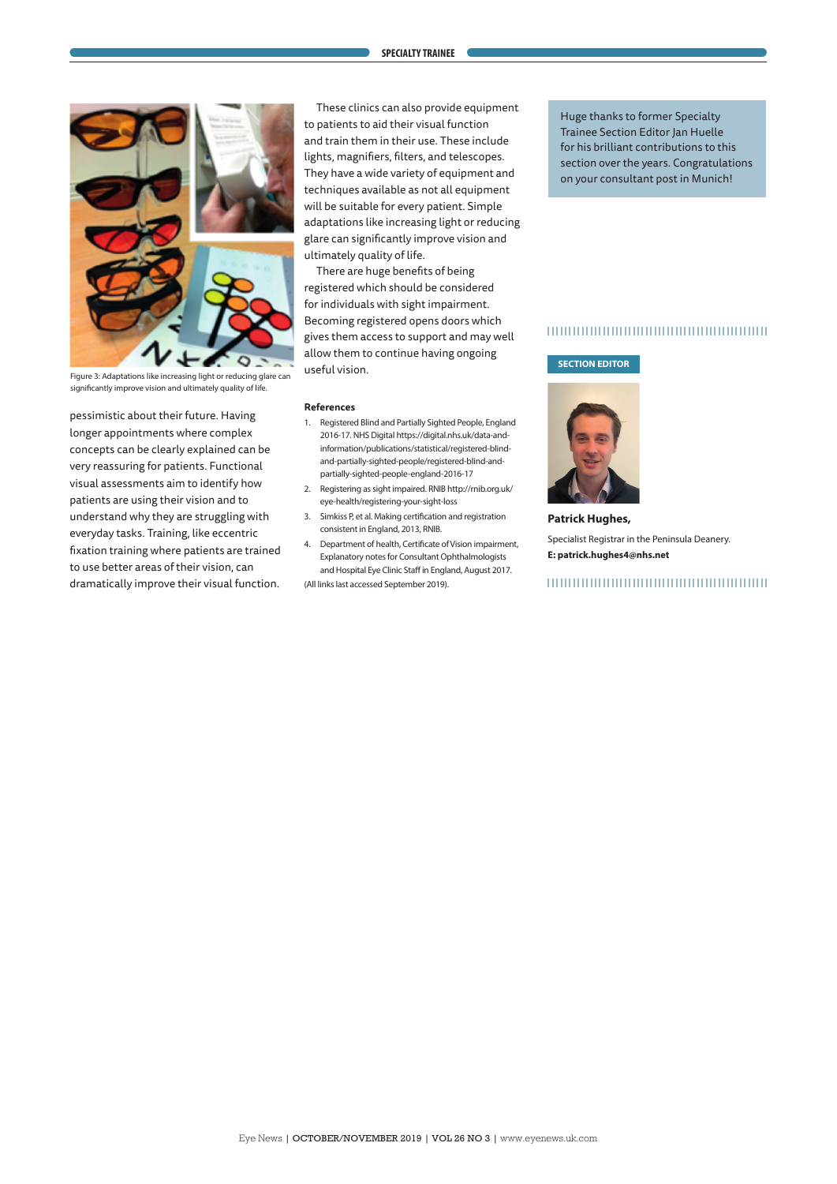Figure 3: Adaptations like increasing light or reducing glare can significantly improve vision and ultimately quality of life.

pessimistic about their future. Having longer appointments where complex concepts can be clearly explained can be very reassuring for patients. Functional visual assessments aim to identify how patients are using their vision and to understand why they are struggling with everyday tasks. Training, like eccentric fixation training where patients are trained to use better areas of their vision, can dramatically improve their visual function.

These clinics can also provide equipment to patients to aid their visual function and train them in their use. These include lights, magnifiers, filters, and telescopes. They have a wide variety of equipment and techniques available as not all equipment will be suitable for every patient. Simple adaptations like increasing light or reducing glare can significantly improve vision and ultimately quality of life.

There are huge benefits of being registered which should be considered for individuals with sight impairment. Becoming registered opens doors which gives them access to support and may well allow them to continue having ongoing useful vision.

**References**

1. Registered Blind and Partially Sighted People, England 2016-17. NHS Digital https://digital.nhs.uk/data-and-information/publications/statistical/registered-blind-and-partially-sighted-people/registered-blind-and-partially-sighted-people-england-2016-17
2. Registering as sight impaired. RNIB http://rnib.org.uk/eye-health/registering-your-sight-loss
3. Simkiss P, et al. Making certification and registration consistent in England, 2013, RNIB.
4. Department of health, Certificate of Vision impairment, Explanatory notes for Consultant Ophthalmologists and Hospital Eye Clinic Staff in England, August 2017.

(All links last accessed September 2019).

Huge thanks to former Specialty Trainee Section Editor Jan Huelle for his brilliant contributions to this section over the years. Congratulations on your consultant post in Munich!

**SECTION EDITOR**

**Patrick Hughes,**

Specialist Registrar in the Peninsula Deanery.

**E: patrick.hughes4@nhs.net**